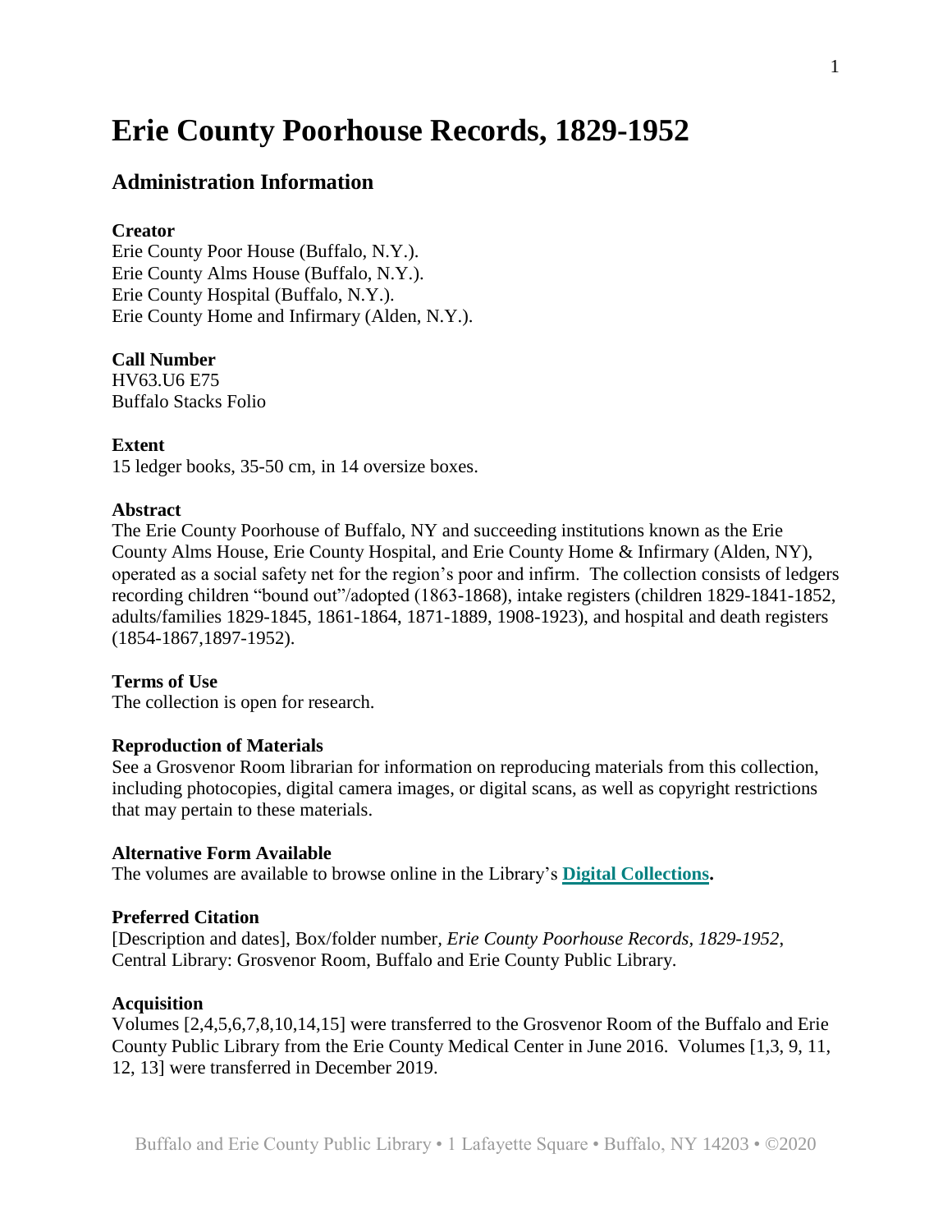# Erie County Poorhouse Records, 1829-1952

## Administration Information

### Creator

Erie County Poor House (Buffalo, N.Y.).
Erie County Alms House (Buffalo, N.Y.).
Erie County Hospital (Buffalo, N.Y.).
Erie County Home and Infirmary (Alden, N.Y.).

### Call Number

HV63.U6 E75
Buffalo Stacks Folio

### Extent

15 ledger books, 35-50 cm, in 14 oversize boxes.

### Abstract

The Erie County Poorhouse of Buffalo, NY and succeeding institutions known as the Erie County Alms House, Erie County Hospital, and Erie County Home & Infirmary (Alden, NY), operated as a social safety net for the region's poor and infirm. The collection consists of ledgers recording children "bound out"/adopted (1863-1868), intake registers (children 1829-1841-1852, adults/families 1829-1845, 1861-1864, 1871-1889, 1908-1923), and hospital and death registers (1854-1867,1897-1952).

### Terms of Use

The collection is open for research.

### Reproduction of Materials

See a Grosvenor Room librarian for information on reproducing materials from this collection, including photocopies, digital camera images, or digital scans, as well as copyright restrictions that may pertain to these materials.

### Alternative Form Available

The volumes are available to browse online in the Library's **Digital Collections**.

### Preferred Citation

[Description and dates], Box/folder number, *Erie County Poorhouse Records, 1829-1952*, Central Library: Grosvenor Room, Buffalo and Erie County Public Library.

### Acquisition

Volumes [2,4,5,6,7,8,10,14,15] were transferred to the Grosvenor Room of the Buffalo and Erie County Public Library from the Erie County Medical Center in June 2016. Volumes [1,3, 9, 11, 12, 13] were transferred in December 2019.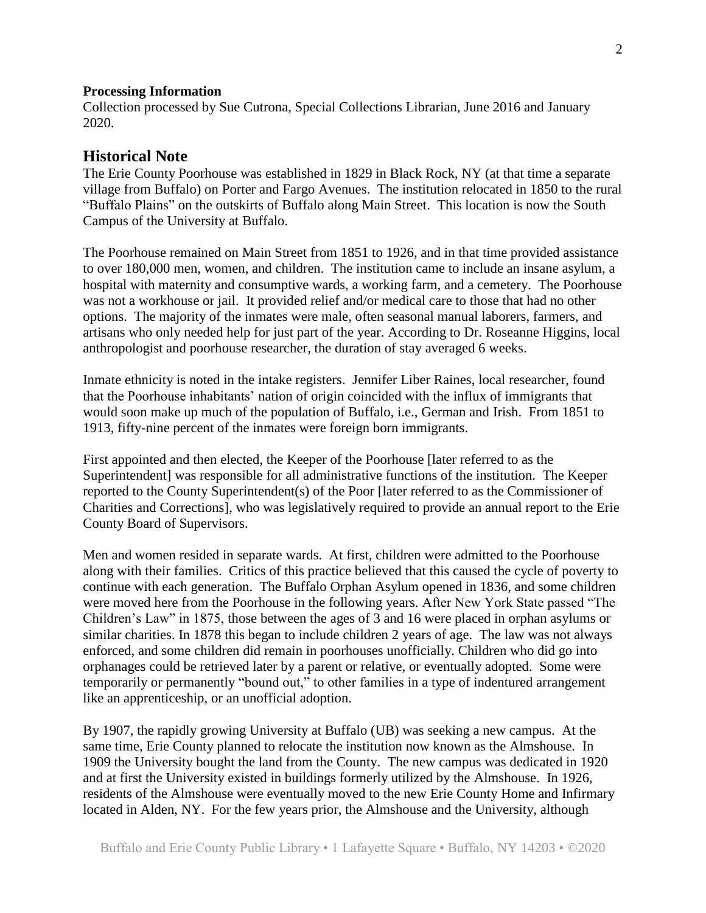**Processing Information**

Collection processed by Sue Cutrona, Special Collections Librarian, June 2016 and January 2020.

## Historical Note

The Erie County Poorhouse was established in 1829 in Black Rock, NY (at that time a separate village from Buffalo) on Porter and Fargo Avenues. The institution relocated in 1850 to the rural "Buffalo Plains" on the outskirts of Buffalo along Main Street. This location is now the South Campus of the University at Buffalo.

The Poorhouse remained on Main Street from 1851 to 1926, and in that time provided assistance to over 180,000 men, women, and children. The institution came to include an insane asylum, a hospital with maternity and consumptive wards, a working farm, and a cemetery. The Poorhouse was not a workhouse or jail. It provided relief and/or medical care to those that had no other options. The majority of the inmates were male, often seasonal manual laborers, farmers, and artisans who only needed help for just part of the year. According to Dr. Roseanne Higgins, local anthropologist and poorhouse researcher, the duration of stay averaged 6 weeks.

Inmate ethnicity is noted in the intake registers. Jennifer Liber Raines, local researcher, found that the Poorhouse inhabitants' nation of origin coincided with the influx of immigrants that would soon make up much of the population of Buffalo, i.e., German and Irish. From 1851 to 1913, fifty-nine percent of the inmates were foreign born immigrants.

First appointed and then elected, the Keeper of the Poorhouse [later referred to as the Superintendent] was responsible for all administrative functions of the institution. The Keeper reported to the County Superintendent(s) of the Poor [later referred to as the Commissioner of Charities and Corrections], who was legislatively required to provide an annual report to the Erie County Board of Supervisors.

Men and women resided in separate wards. At first, children were admitted to the Poorhouse along with their families. Critics of this practice believed that this caused the cycle of poverty to continue with each generation. The Buffalo Orphan Asylum opened in 1836, and some children were moved here from the Poorhouse in the following years. After New York State passed "The Children's Law" in 1875, those between the ages of 3 and 16 were placed in orphan asylums or similar charities. In 1878 this began to include children 2 years of age. The law was not always enforced, and some children did remain in poorhouses unofficially. Children who did go into orphanages could be retrieved later by a parent or relative, or eventually adopted. Some were temporarily or permanently "bound out," to other families in a type of indentured arrangement like an apprenticeship, or an unofficial adoption.

By 1907, the rapidly growing University at Buffalo (UB) was seeking a new campus. At the same time, Erie County planned to relocate the institution now known as the Almshouse. In 1909 the University bought the land from the County. The new campus was dedicated in 1920 and at first the University existed in buildings formerly utilized by the Almshouse. In 1926, residents of the Almshouse were eventually moved to the new Erie County Home and Infirmary located in Alden, NY. For the few years prior, the Almshouse and the University, although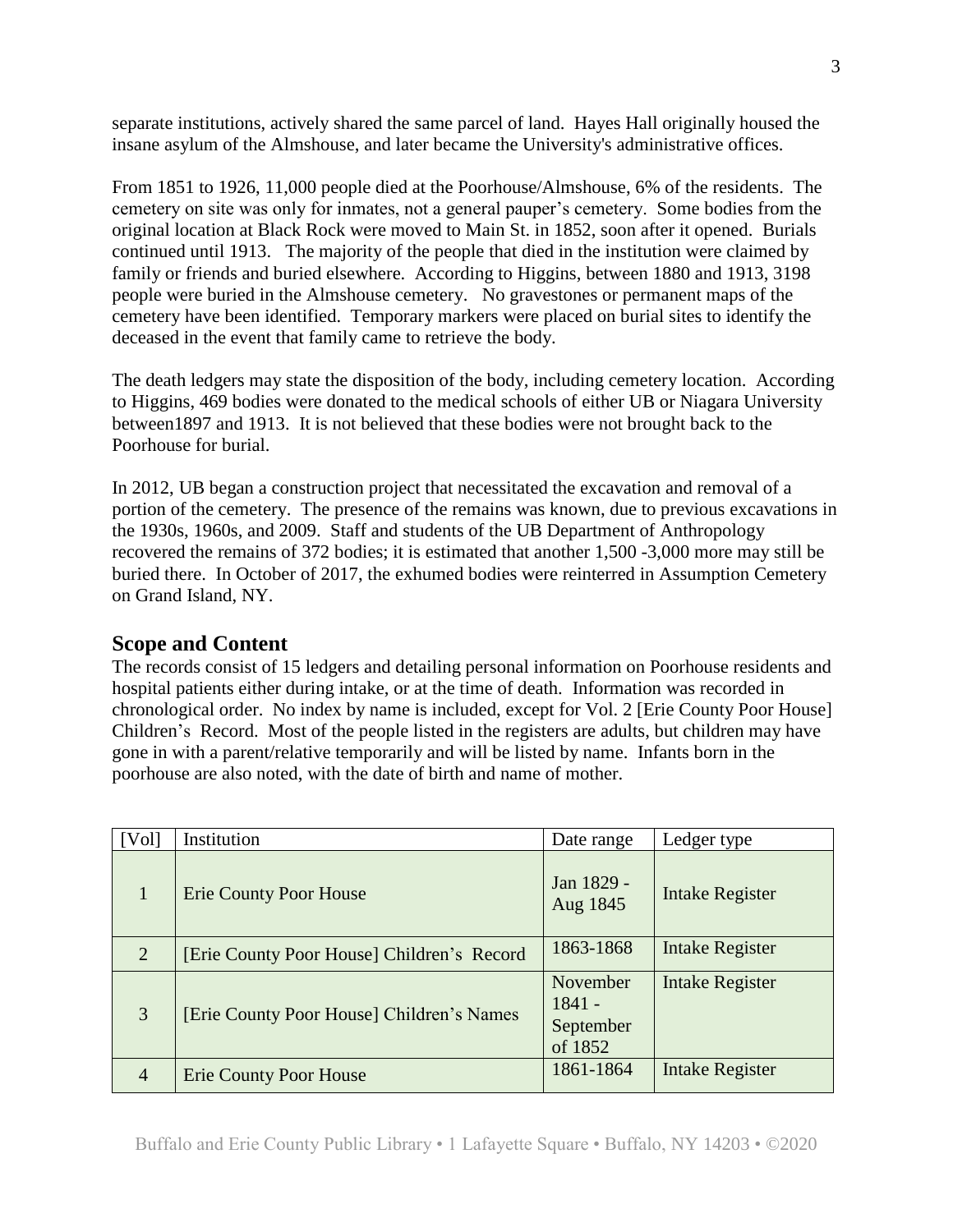separate institutions, actively shared the same parcel of land. Hayes Hall originally housed the insane asylum of the Almshouse, and later became the University's administrative offices.

From 1851 to 1926, 11,000 people died at the Poorhouse/Almshouse, 6% of the residents. The cemetery on site was only for inmates, not a general pauper's cemetery. Some bodies from the original location at Black Rock were moved to Main St. in 1852, soon after it opened. Burials continued until 1913. The majority of the people that died in the institution were claimed by family or friends and buried elsewhere. According to Higgins, between 1880 and 1913, 3198 people were buried in the Almshouse cemetery. No gravestones or permanent maps of the cemetery have been identified. Temporary markers were placed on burial sites to identify the deceased in the event that family came to retrieve the body.

The death ledgers may state the disposition of the body, including cemetery location. According to Higgins, 469 bodies were donated to the medical schools of either UB or Niagara University between1897 and 1913. It is not believed that these bodies were not brought back to the Poorhouse for burial.

In 2012, UB began a construction project that necessitated the excavation and removal of a portion of the cemetery. The presence of the remains was known, due to previous excavations in the 1930s, 1960s, and 2009. Staff and students of the UB Department of Anthropology recovered the remains of 372 bodies; it is estimated that another 1,500 -3,000 more may still be buried there. In October of 2017, the exhumed bodies were reinterred in Assumption Cemetery on Grand Island, NY.

## Scope and Content

The records consist of 15 ledgers and detailing personal information on Poorhouse residents and hospital patients either during intake, or at the time of death. Information was recorded in chronological order. No index by name is included, except for Vol. 2 [Erie County Poor House] Children's Record. Most of the people listed in the registers are adults, but children may have gone in with a parent/relative temporarily and will be listed by name. Infants born in the poorhouse are also noted, with the date of birth and name of mother.

| [Vol] | Institution | Date range | Ledger type |
|---|---|---|---|
| 1 | Erie County Poor House | Jan 1829 - Aug 1845 | Intake Register |
| 2 | [Erie County Poor House] Children's Record | 1863-1868 | Intake Register |
| 3 | [Erie County Poor House] Children's Names | November 1841 - September of 1852 | Intake Register |
| 4 | Erie County Poor House | 1861-1864 | Intake Register |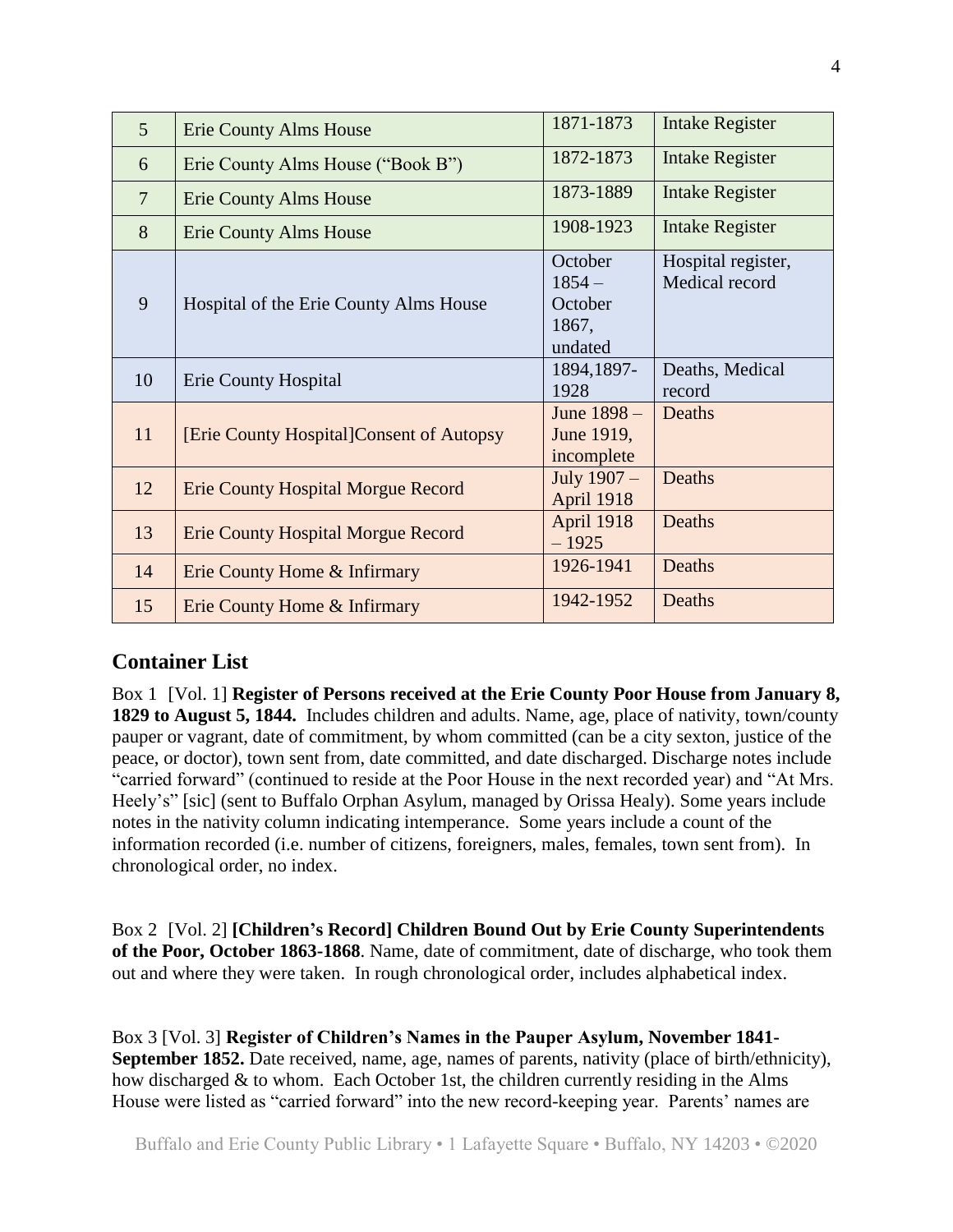| 5 | Erie County Alms House | 1871-1873 | Intake Register |
|---|---|---|---|
| 6 | Erie County Alms House ("Book B") | 1872-1873 | Intake Register |
| 7 | Erie County Alms House | 1873-1889 | Intake Register |
| 8 | Erie County Alms House | 1908-1923 | Intake Register |
| 9 | Hospital of the Erie County Alms House | October 1854 – October 1867, undated | Hospital register, Medical record |
| 10 | Erie County Hospital | 1894,1897-1928 | Deaths, Medical record |
| 11 | [Erie County Hospital]Consent of Autopsy | June 1898 – June 1919, incomplete | Deaths |
| 12 | Erie County Hospital Morgue Record | July 1907 – April 1918 | Deaths |
| 13 | Erie County Hospital Morgue Record | April 1918 – 1925 | Deaths |
| 14 | Erie County Home & Infirmary | 1926-1941 | Deaths |
| 15 | Erie County Home & Infirmary | 1942-1952 | Deaths |

## Container List

Box 1 [Vol. 1] **Register of Persons received at the Erie County Poor House from January 8, 1829 to August 5, 1844.** Includes children and adults. Name, age, place of nativity, town/county pauper or vagrant, date of commitment, by whom committed (can be a city sexton, justice of the peace, or doctor), town sent from, date committed, and date discharged. Discharge notes include "carried forward" (continued to reside at the Poor House in the next recorded year) and "At Mrs. Heely's" [sic] (sent to Buffalo Orphan Asylum, managed by Orissa Healy). Some years include notes in the nativity column indicating intemperance. Some years include a count of the information recorded (i.e. number of citizens, foreigners, males, females, town sent from). In chronological order, no index.

Box 2 [Vol. 2] **[Children's Record] Children Bound Out by Erie County Superintendents of the Poor, October 1863-1868**. Name, date of commitment, date of discharge, who took them out and where they were taken. In rough chronological order, includes alphabetical index.

Box 3 [Vol. 3] **Register of Children's Names in the Pauper Asylum, November 1841-September 1852.** Date received, name, age, names of parents, nativity (place of birth/ethnicity), how discharged & to whom. Each October 1st, the children currently residing in the Alms House were listed as "carried forward" into the new record-keeping year. Parents' names are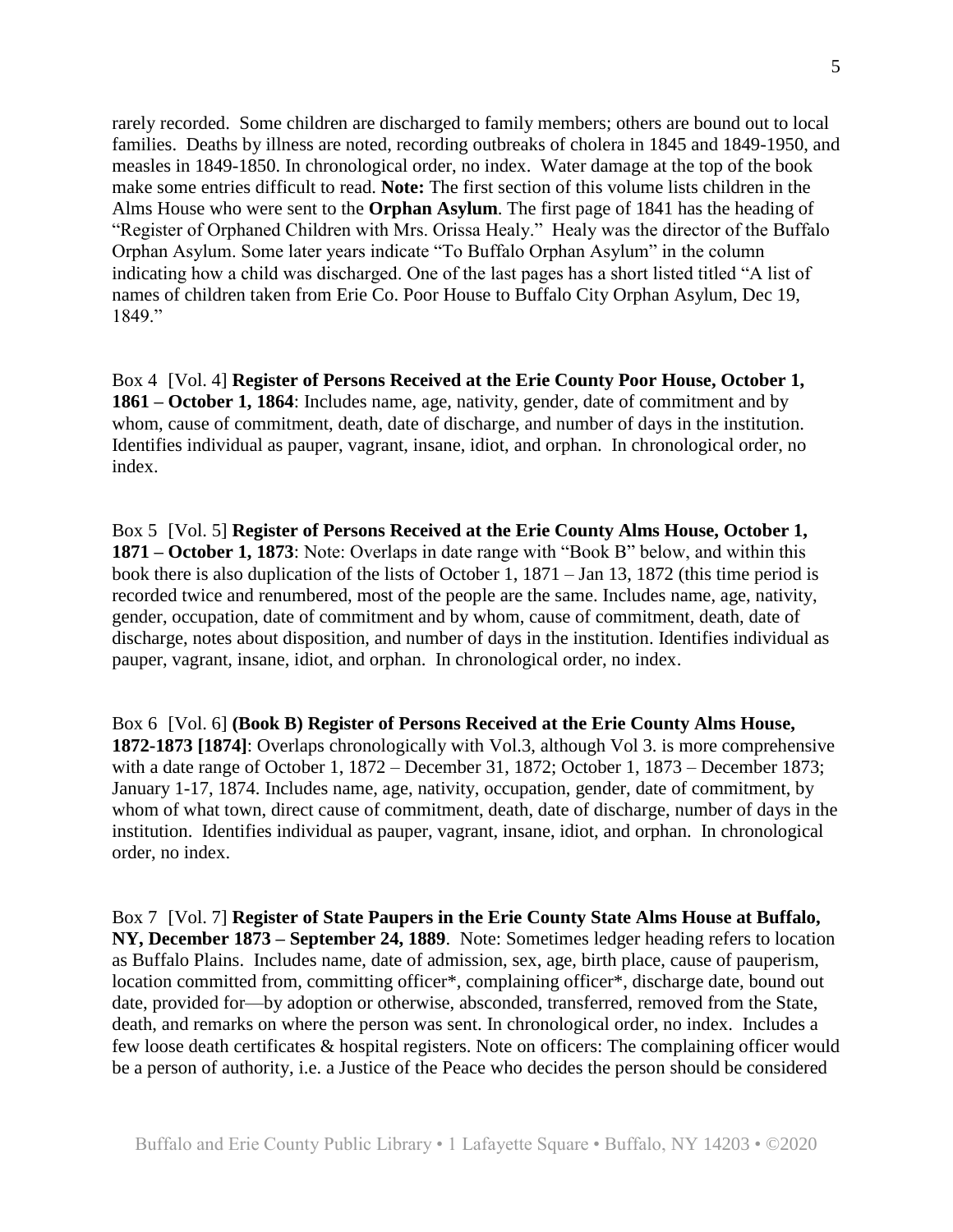rarely recorded. Some children are discharged to family members; others are bound out to local families. Deaths by illness are noted, recording outbreaks of cholera in 1845 and 1849-1950, and measles in 1849-1850. In chronological order, no index. Water damage at the top of the book make some entries difficult to read. **Note:** The first section of this volume lists children in the Alms House who were sent to the **Orphan Asylum**. The first page of 1841 has the heading of "Register of Orphaned Children with Mrs. Orissa Healy." Healy was the director of the Buffalo Orphan Asylum. Some later years indicate "To Buffalo Orphan Asylum" in the column indicating how a child was discharged. One of the last pages has a short listed titled "A list of names of children taken from Erie Co. Poor House to Buffalo City Orphan Asylum, Dec 19, 1849."

Box 4 [Vol. 4] **Register of Persons Received at the Erie County Poor House, October 1, 1861 – October 1, 1864**: Includes name, age, nativity, gender, date of commitment and by whom, cause of commitment, death, date of discharge, and number of days in the institution. Identifies individual as pauper, vagrant, insane, idiot, and orphan. In chronological order, no index.

Box 5 [Vol. 5] **Register of Persons Received at the Erie County Alms House, October 1, 1871 – October 1, 1873**: Note: Overlaps in date range with "Book B" below, and within this book there is also duplication of the lists of October 1, 1871 – Jan 13, 1872 (this time period is recorded twice and renumbered, most of the people are the same. Includes name, age, nativity, gender, occupation, date of commitment and by whom, cause of commitment, death, date of discharge, notes about disposition, and number of days in the institution. Identifies individual as pauper, vagrant, insane, idiot, and orphan. In chronological order, no index.

Box 6 [Vol. 6] **(Book B) Register of Persons Received at the Erie County Alms House, 1872-1873 [1874]**: Overlaps chronologically with Vol.3, although Vol 3. is more comprehensive with a date range of October 1, 1872 – December 31, 1872; October 1, 1873 – December 1873; January 1-17, 1874. Includes name, age, nativity, occupation, gender, date of commitment, by whom of what town, direct cause of commitment, death, date of discharge, number of days in the institution. Identifies individual as pauper, vagrant, insane, idiot, and orphan. In chronological order, no index.

Box 7 [Vol. 7] **Register of State Paupers in the Erie County State Alms House at Buffalo, NY, December 1873 – September 24, 1889**. Note: Sometimes ledger heading refers to location as Buffalo Plains. Includes name, date of admission, sex, age, birth place, cause of pauperism, location committed from, committing officer*, complaining officer*, discharge date, bound out date, provided for—by adoption or otherwise, absconded, transferred, removed from the State, death, and remarks on where the person was sent. In chronological order, no index. Includes a few loose death certificates & hospital registers. Note on officers: The complaining officer would be a person of authority, i.e. a Justice of the Peace who decides the person should be considered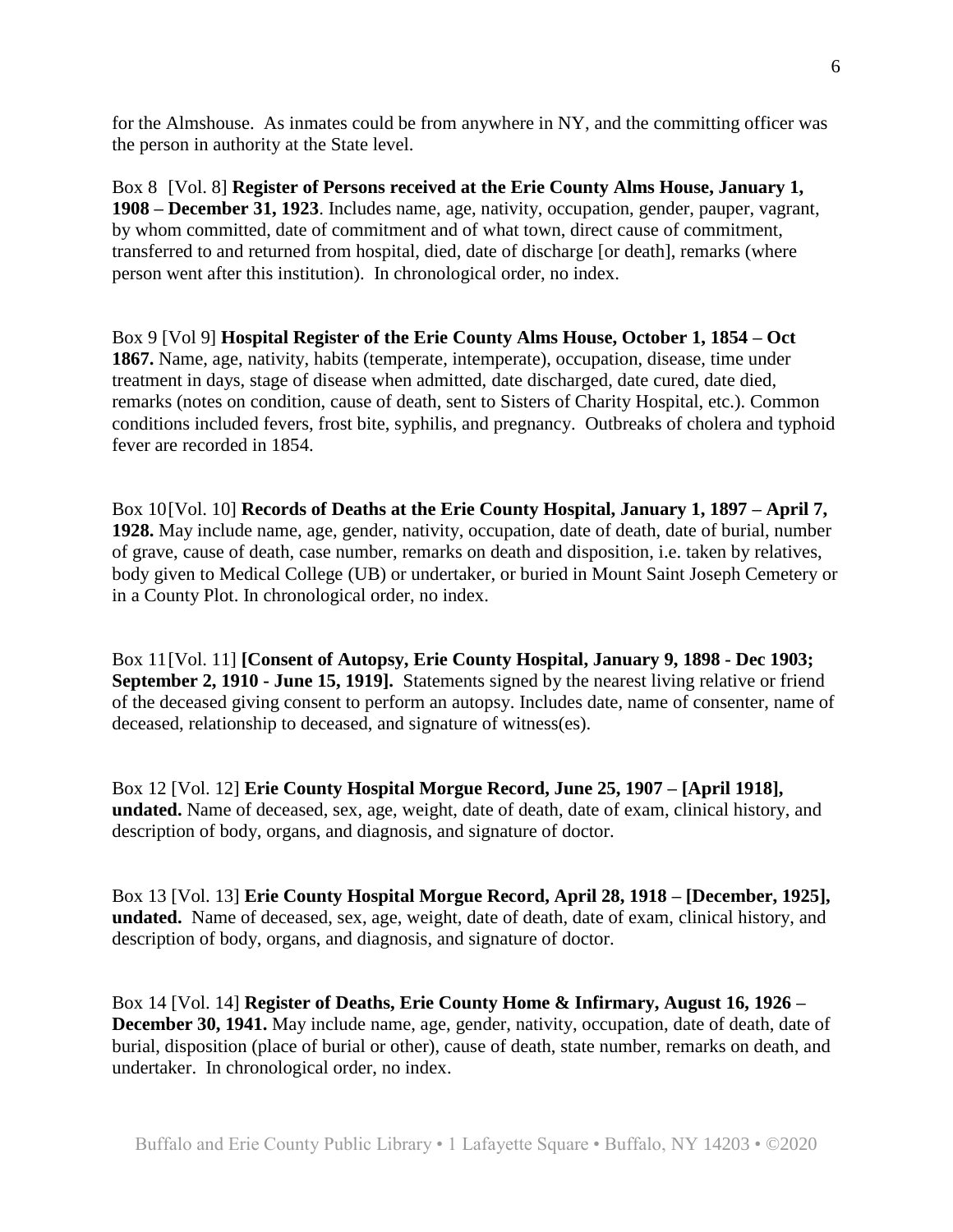for the Almshouse. As inmates could be from anywhere in NY, and the committing officer was the person in authority at the State level.

Box 8 [Vol. 8] **Register of Persons received at the Erie County Alms House, January 1, 1908 – December 31, 1923**. Includes name, age, nativity, occupation, gender, pauper, vagrant, by whom committed, date of commitment and of what town, direct cause of commitment, transferred to and returned from hospital, died, date of discharge [or death], remarks (where person went after this institution). In chronological order, no index.

Box 9 [Vol 9] **Hospital Register of the Erie County Alms House, October 1, 1854 – Oct 1867.** Name, age, nativity, habits (temperate, intemperate), occupation, disease, time under treatment in days, stage of disease when admitted, date discharged, date cured, date died, remarks (notes on condition, cause of death, sent to Sisters of Charity Hospital, etc.). Common conditions included fevers, frost bite, syphilis, and pregnancy. Outbreaks of cholera and typhoid fever are recorded in 1854.

Box 10 [Vol. 10] **Records of Deaths at the Erie County Hospital, January 1, 1897 – April 7, 1928.** May include name, age, gender, nativity, occupation, date of death, date of burial, number of grave, cause of death, case number, remarks on death and disposition, i.e. taken by relatives, body given to Medical College (UB) or undertaker, or buried in Mount Saint Joseph Cemetery or in a County Plot. In chronological order, no index.

Box 11 [Vol. 11] **[Consent of Autopsy, Erie County Hospital, January 9, 1898 - Dec 1903; September 2, 1910 - June 15, 1919].** Statements signed by the nearest living relative or friend of the deceased giving consent to perform an autopsy. Includes date, name of consenter, name of deceased, relationship to deceased, and signature of witness(es).

Box 12 [Vol. 12] **Erie County Hospital Morgue Record, June 25, 1907 – [April 1918], undated.** Name of deceased, sex, age, weight, date of death, date of exam, clinical history, and description of body, organs, and diagnosis, and signature of doctor.

Box 13 [Vol. 13] **Erie County Hospital Morgue Record, April 28, 1918 – [December, 1925], undated.** Name of deceased, sex, age, weight, date of death, date of exam, clinical history, and description of body, organs, and diagnosis, and signature of doctor.

Box 14 [Vol. 14] **Register of Deaths, Erie County Home & Infirmary, August 16, 1926 – December 30, 1941.** May include name, age, gender, nativity, occupation, date of death, date of burial, disposition (place of burial or other), cause of death, state number, remarks on death, and undertaker. In chronological order, no index.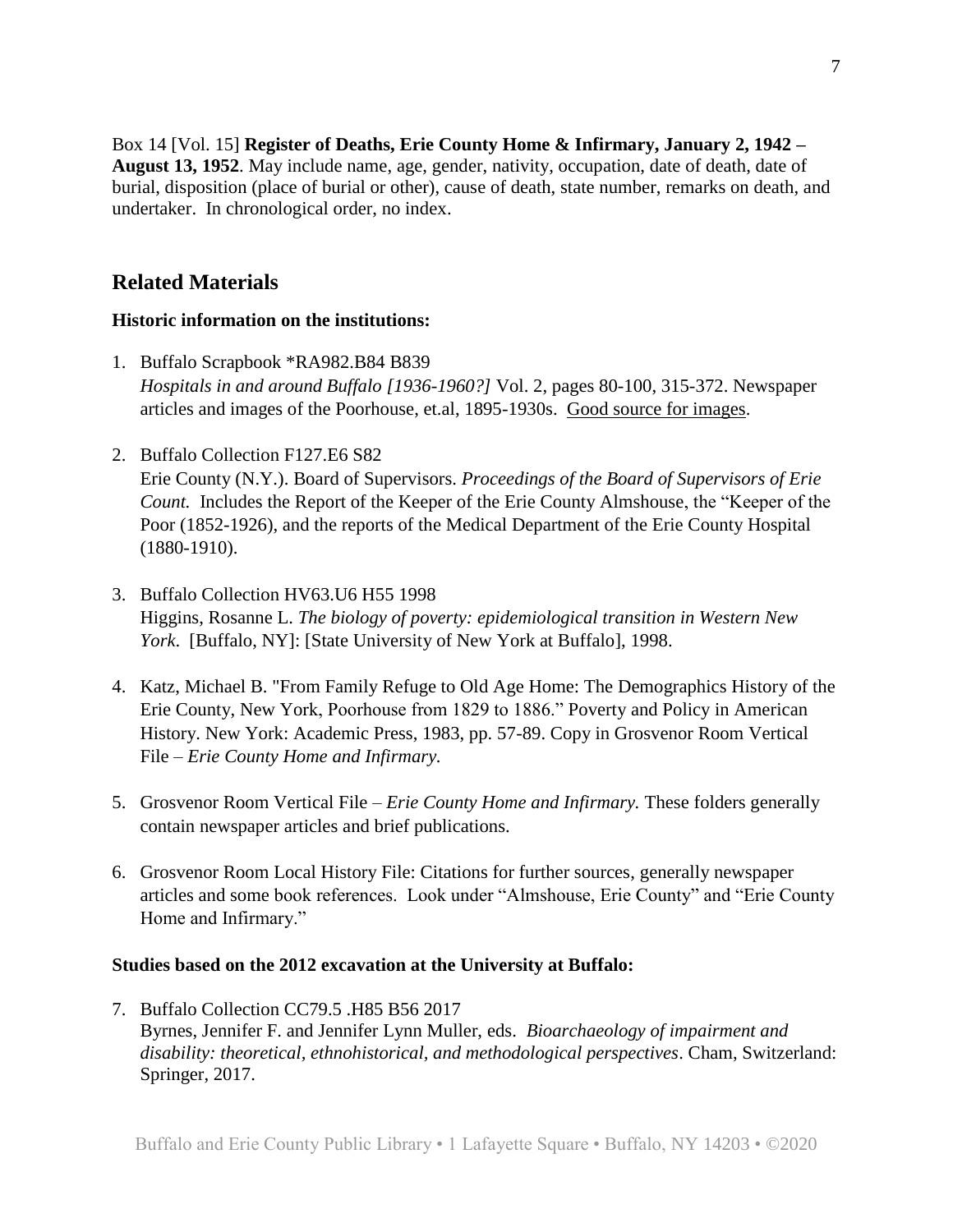Box 14 [Vol. 15] **Register of Deaths, Erie County Home & Infirmary, January 2, 1942 – August 13, 1952**. May include name, age, gender, nativity, occupation, date of death, date of burial, disposition (place of burial or other), cause of death, state number, remarks on death, and undertaker. In chronological order, no index.

## Related Materials

**Historic information on the institutions:**

1. Buffalo Scrapbook *RA982.B84 B839
   *Hospitals in and around Buffalo [1936-1960?]* Vol. 2, pages 80-100, 315-372. Newspaper articles and images of the Poorhouse, et.al, 1895-1930s. Good source for images.

2. Buffalo Collection F127.E6 S82
   Erie County (N.Y.). Board of Supervisors. *Proceedings of the Board of Supervisors of Erie Count.* Includes the Report of the Keeper of the Erie County Almshouse, the "Keeper of the Poor (1852-1926), and the reports of the Medical Department of the Erie County Hospital (1880-1910).

3. Buffalo Collection HV63.U6 H55 1998
   Higgins, Rosanne L. *The biology of poverty: epidemiological transition in Western New York*. [Buffalo, NY]: [State University of New York at Buffalo], 1998.

4. Katz, Michael B. "From Family Refuge to Old Age Home: The Demographics History of the Erie County, New York, Poorhouse from 1829 to 1886." Poverty and Policy in American History. New York: Academic Press, 1983, pp. 57-89. Copy in Grosvenor Room Vertical File – *Erie County Home and Infirmary.*

5. Grosvenor Room Vertical File – *Erie County Home and Infirmary.* These folders generally contain newspaper articles and brief publications.

6. Grosvenor Room Local History File: Citations for further sources, generally newspaper articles and some book references. Look under "Almshouse, Erie County" and "Erie County Home and Infirmary."

**Studies based on the 2012 excavation at the University at Buffalo:**

7. Buffalo Collection CC79.5 .H85 B56 2017
   Byrnes, Jennifer F. and Jennifer Lynn Muller, eds. *Bioarchaeology of impairment and disability: theoretical, ethnohistorical, and methodological perspectives*. Cham, Switzerland: Springer, 2017.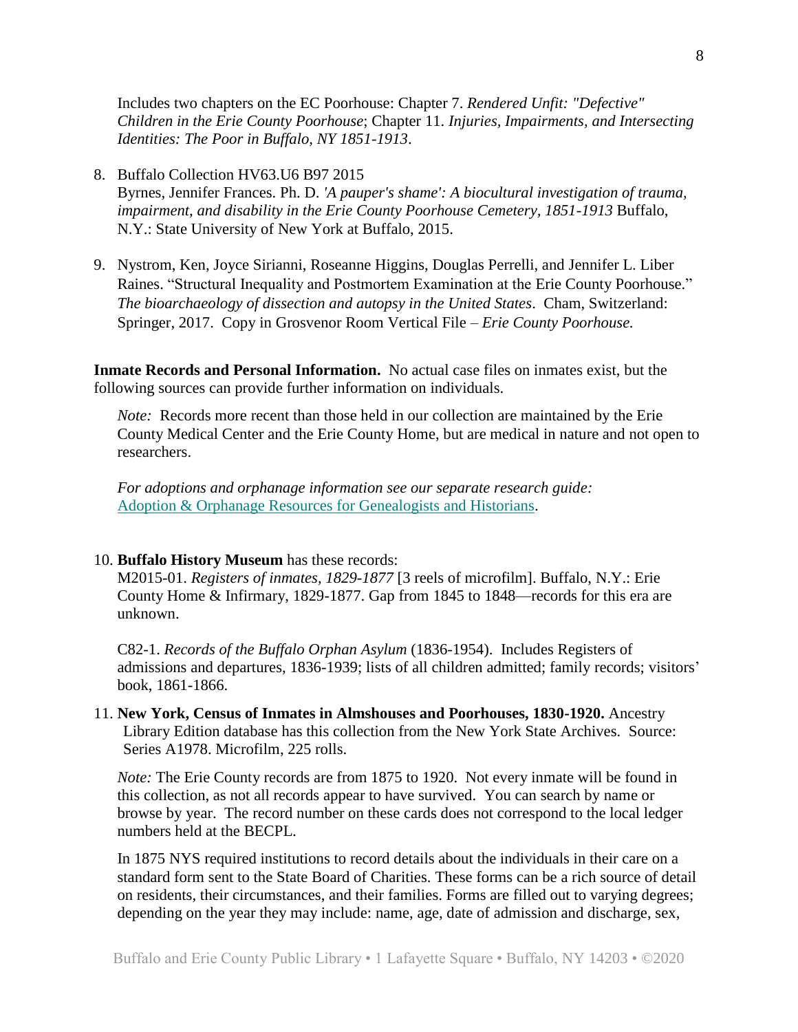Includes two chapters on the EC Poorhouse: Chapter 7. *Rendered Unfit: "Defective" Children in the Erie County Poorhouse*; Chapter 11. *Injuries, Impairments, and Intersecting Identities: The Poor in Buffalo, NY 1851-1913*.

8. Buffalo Collection HV63.U6 B97 2015
   Byrnes, Jennifer Frances. Ph. D. *'A pauper's shame': A biocultural investigation of trauma, impairment, and disability in the Erie County Poorhouse Cemetery, 1851-1913* Buffalo, N.Y.: State University of New York at Buffalo, 2015.

9. Nystrom, Ken, Joyce Sirianni, Roseanne Higgins, Douglas Perrelli, and Jennifer L. Liber Raines. "Structural Inequality and Postmortem Examination at the Erie County Poorhouse." *The bioarchaeology of dissection and autopsy in the United States*. Cham, Switzerland: Springer, 2017. Copy in Grosvenor Room Vertical File – *Erie County Poorhouse.*

**Inmate Records and Personal Information.** No actual case files on inmates exist, but the following sources can provide further information on individuals.

*Note:* Records more recent than those held in our collection are maintained by the Erie County Medical Center and the Erie County Home, but are medical in nature and not open to researchers.

*For adoptions and orphanage information see our separate research guide:* [Adoption & Orphanage Resources for Genealogists and Historians](Adoption & Orphanage Resources for Genealogists and Historians).

10. **Buffalo History Museum** has these records:
    M2015-01. *Registers of inmates, 1829-1877* [3 reels of microfilm]. Buffalo, N.Y.: Erie County Home & Infirmary, 1829-1877. Gap from 1845 to 1848—records for this era are unknown.

    C82-1. *Records of the Buffalo Orphan Asylum* (1836-1954). Includes Registers of admissions and departures, 1836-1939; lists of all children admitted; family records; visitors' book, 1861-1866.

11. **New York, Census of Inmates in Almshouses and Poorhouses, 1830-1920.** Ancestry Library Edition database has this collection from the New York State Archives. Source: Series A1978. Microfilm, 225 rolls.

    *Note:* The Erie County records are from 1875 to 1920. Not every inmate will be found in this collection, as not all records appear to have survived. You can search by name or browse by year. The record number on these cards does not correspond to the local ledger numbers held at the BECPL.

    In 1875 NYS required institutions to record details about the individuals in their care on a standard form sent to the State Board of Charities. These forms can be a rich source of detail on residents, their circumstances, and their families. Forms are filled out to varying degrees; depending on the year they may include: name, age, date of admission and discharge, sex,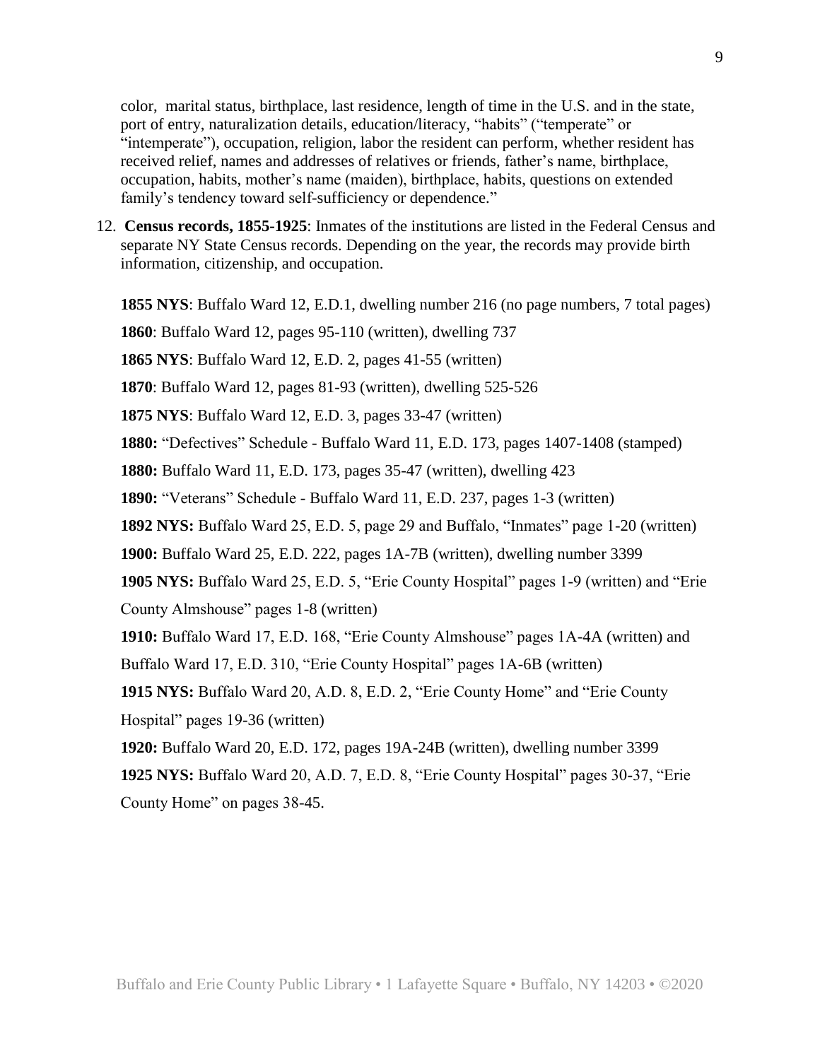color, marital status, birthplace, last residence, length of time in the U.S. and in the state, port of entry, naturalization details, education/literacy, "habits" ("temperate" or "intemperate"), occupation, religion, labor the resident can perform, whether resident has received relief, names and addresses of relatives or friends, father's name, birthplace, occupation, habits, mother's name (maiden), birthplace, habits, questions on extended family's tendency toward self-sufficiency or dependence."

12. **Census records, 1855-1925**: Inmates of the institutions are listed in the Federal Census and separate NY State Census records. Depending on the year, the records may provide birth information, citizenship, and occupation.

    **1855 NYS**: Buffalo Ward 12, E.D.1, dwelling number 216 (no page numbers, 7 total pages)

    **1860**: Buffalo Ward 12, pages 95-110 (written), dwelling 737

    **1865 NYS**: Buffalo Ward 12, E.D. 2, pages 41-55 (written)

    **1870**: Buffalo Ward 12, pages 81-93 (written), dwelling 525-526

    **1875 NYS**: Buffalo Ward 12, E.D. 3, pages 33-47 (written)

    **1880:** "Defectives" Schedule - Buffalo Ward 11, E.D. 173, pages 1407-1408 (stamped)

    **1880:** Buffalo Ward 11, E.D. 173, pages 35-47 (written), dwelling 423

    **1890:** "Veterans" Schedule - Buffalo Ward 11, E.D. 237, pages 1-3 (written)

    **1892 NYS:** Buffalo Ward 25, E.D. 5, page 29 and Buffalo, "Inmates" page 1-20 (written)

    **1900:** Buffalo Ward 25, E.D. 222, pages 1A-7B (written), dwelling number 3399

    **1905 NYS:** Buffalo Ward 25, E.D. 5, "Erie County Hospital" pages 1-9 (written) and "Erie County Almshouse" pages 1-8 (written)

    **1910:** Buffalo Ward 17, E.D. 168, "Erie County Almshouse" pages 1A-4A (written) and Buffalo Ward 17, E.D. 310, "Erie County Hospital" pages 1A-6B (written)

    **1915 NYS:** Buffalo Ward 20, A.D. 8, E.D. 2, "Erie County Home" and "Erie County Hospital" pages 19-36 (written)

    **1920:** Buffalo Ward 20, E.D. 172, pages 19A-24B (written), dwelling number 3399

    **1925 NYS:** Buffalo Ward 20, A.D. 7, E.D. 8, "Erie County Hospital" pages 30-37, "Erie County Home" on pages 38-45.